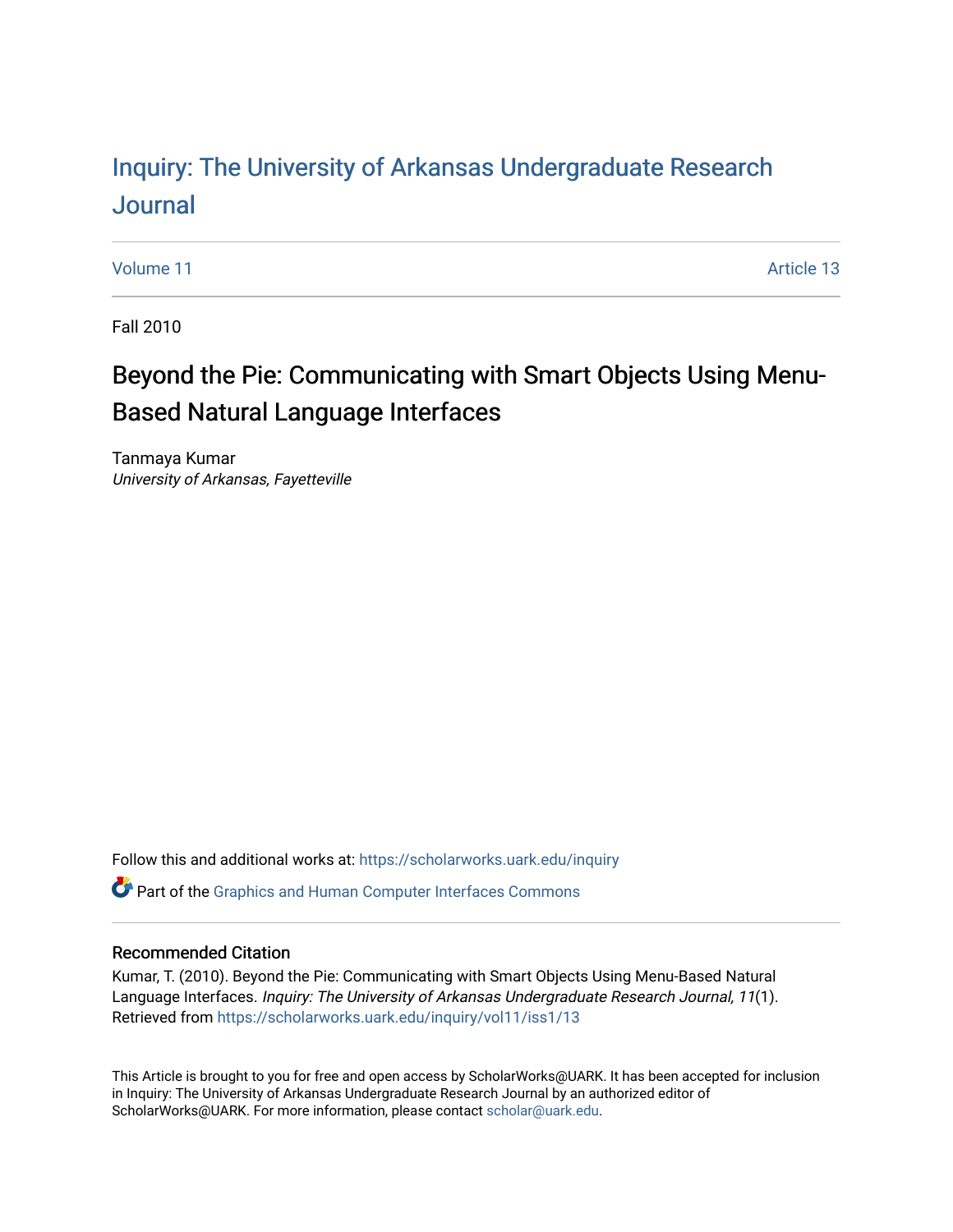# Inquiry: The University of Arkansas Undergraduate Research Journal

Volume 11 | Article 13

Fall 2010

## Beyond the Pie: Communicating with Smart Objects Using Menu-Based Natural Language Interfaces

Tanmaya Kumar
*University of Arkansas, Fayetteville*

Follow this and additional works at: https://scholarworks.uark.edu/inquiry

Part of the Graphics and Human Computer Interfaces Commons

### Recommended Citation

Kumar, T. (2010). Beyond the Pie: Communicating with Smart Objects Using Menu-Based Natural Language Interfaces. *Inquiry: The University of Arkansas Undergraduate Research Journal, 11*(1). Retrieved from https://scholarworks.uark.edu/inquiry/vol11/iss1/13

This Article is brought to you for free and open access by ScholarWorks@UARK. It has been accepted for inclusion in Inquiry: The University of Arkansas Undergraduate Research Journal by an authorized editor of ScholarWorks@UARK. For more information, please contact scholar@uark.edu.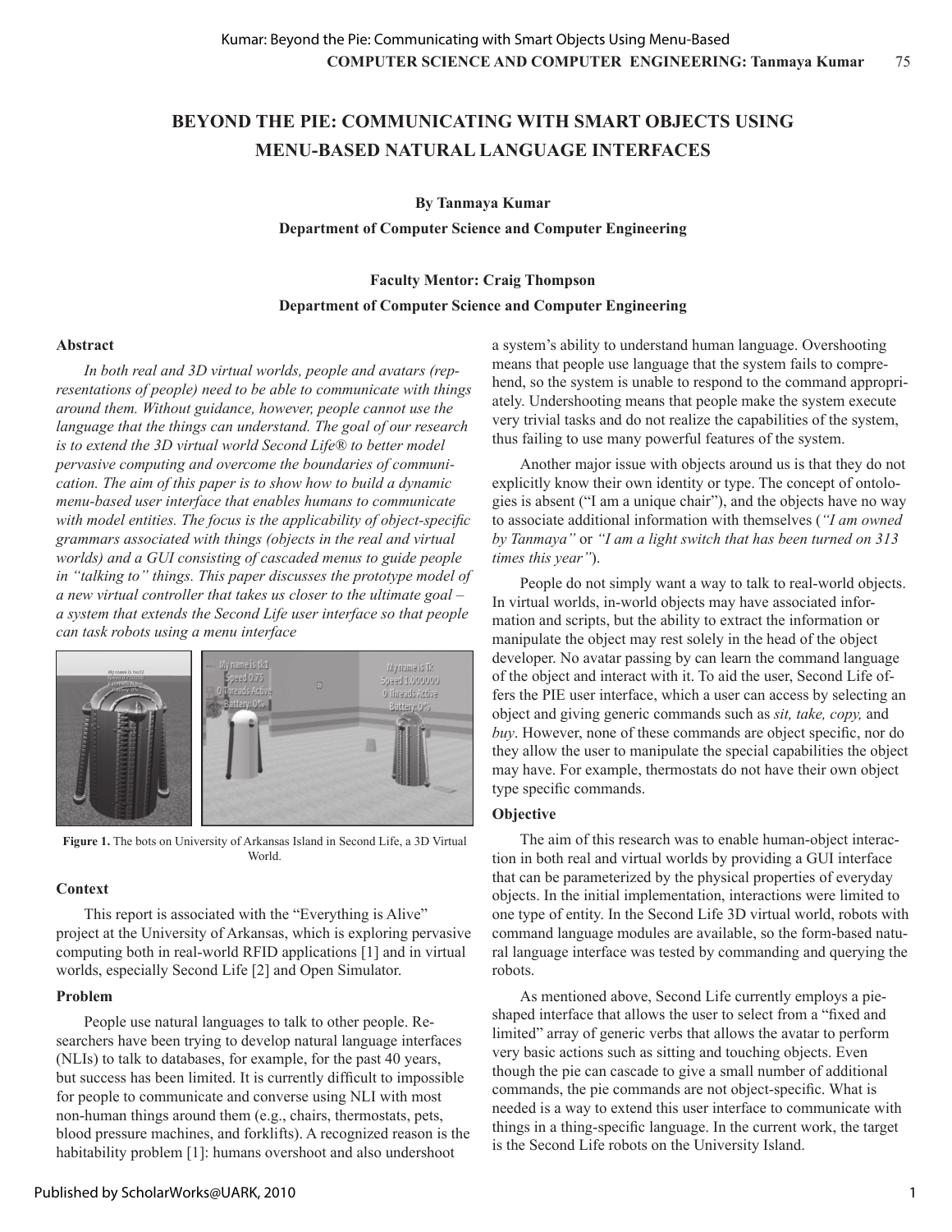# BEYOND THE PIE: COMMUNICATING WITH SMART OBJECTS USING MENU-BASED NATURAL LANGUAGE INTERFACES

**By Tanmaya Kumar**

**Department of Computer Science and Computer Engineering**

**Faculty Mentor: Craig Thompson**

**Department of Computer Science and Computer Engineering**

### Abstract

*In both real and 3D virtual worlds, people and avatars (representations of people) need to be able to communicate with things around them. Without guidance, however, people cannot use the language that the things can understand. The goal of our research is to extend the 3D virtual world Second Life® to better model pervasive computing and overcome the boundaries of communication. The aim of this paper is to show how to build a dynamic menu-based user interface that enables humans to communicate with model entities. The focus is the applicability of object-specific grammars associated with things (objects in the real and virtual worlds) and a GUI consisting of cascaded menus to guide people in "talking to" things. This paper discusses the prototype model of a new virtual controller that takes us closer to the ultimate goal – a system that extends the Second Life user interface so that people can task robots using a menu interface*

**Figure 1.** The bots on University of Arkansas Island in Second Life, a 3D Virtual World.

### Context

This report is associated with the "Everything is Alive" project at the University of Arkansas, which is exploring pervasive computing both in real-world RFID applications [1] and in virtual worlds, especially Second Life [2] and Open Simulator.

### Problem

People use natural languages to talk to other people. Researchers have been trying to develop natural language interfaces (NLIs) to talk to databases, for example, for the past 40 years, but success has been limited. It is currently difficult to impossible for people to communicate and converse using NLI with most non-human things around them (e.g., chairs, thermostats, pets, blood pressure machines, and forklifts). A recognized reason is the habitability problem [1]: humans overshoot and also undershoot a system's ability to understand human language. Overshooting means that people use language that the system fails to comprehend, so the system is unable to respond to the command appropriately. Undershooting means that people make the system execute very trivial tasks and do not realize the capabilities of the system, thus failing to use many powerful features of the system.

Another major issue with objects around us is that they do not explicitly know their own identity or type. The concept of ontologies is absent ("I am a unique chair"), and the objects have no way to associate additional information with themselves (*"I am owned by Tanmaya"* or *"I am a light switch that has been turned on 313 times this year"*).

People do not simply want a way to talk to real-world objects. In virtual worlds, in-world objects may have associated information and scripts, but the ability to extract the information or manipulate the object may rest solely in the head of the object developer. No avatar passing by can learn the command language of the object and interact with it. To aid the user, Second Life offers the PIE user interface, which a user can access by selecting an object and giving generic commands such as *sit, take, copy,* and *buy*. However, none of these commands are object specific, nor do they allow the user to manipulate the special capabilities the object may have. For example, thermostats do not have their own object type specific commands.

### Objective

The aim of this research was to enable human-object interaction in both real and virtual worlds by providing a GUI interface that can be parameterized by the physical properties of everyday objects. In the initial implementation, interactions were limited to one type of entity. In the Second Life 3D virtual world, robots with command language modules are available, so the form-based natural language interface was tested by commanding and querying the robots.

As mentioned above, Second Life currently employs a pie-shaped interface that allows the user to select from a "fixed and limited" array of generic verbs that allows the avatar to perform very basic actions such as sitting and touching objects. Even though the pie can cascade to give a small number of additional commands, the pie commands are not object-specific. What is needed is a way to extend this user interface to communicate with things in a thing-specific language. In the current work, the target is the Second Life robots on the University Island.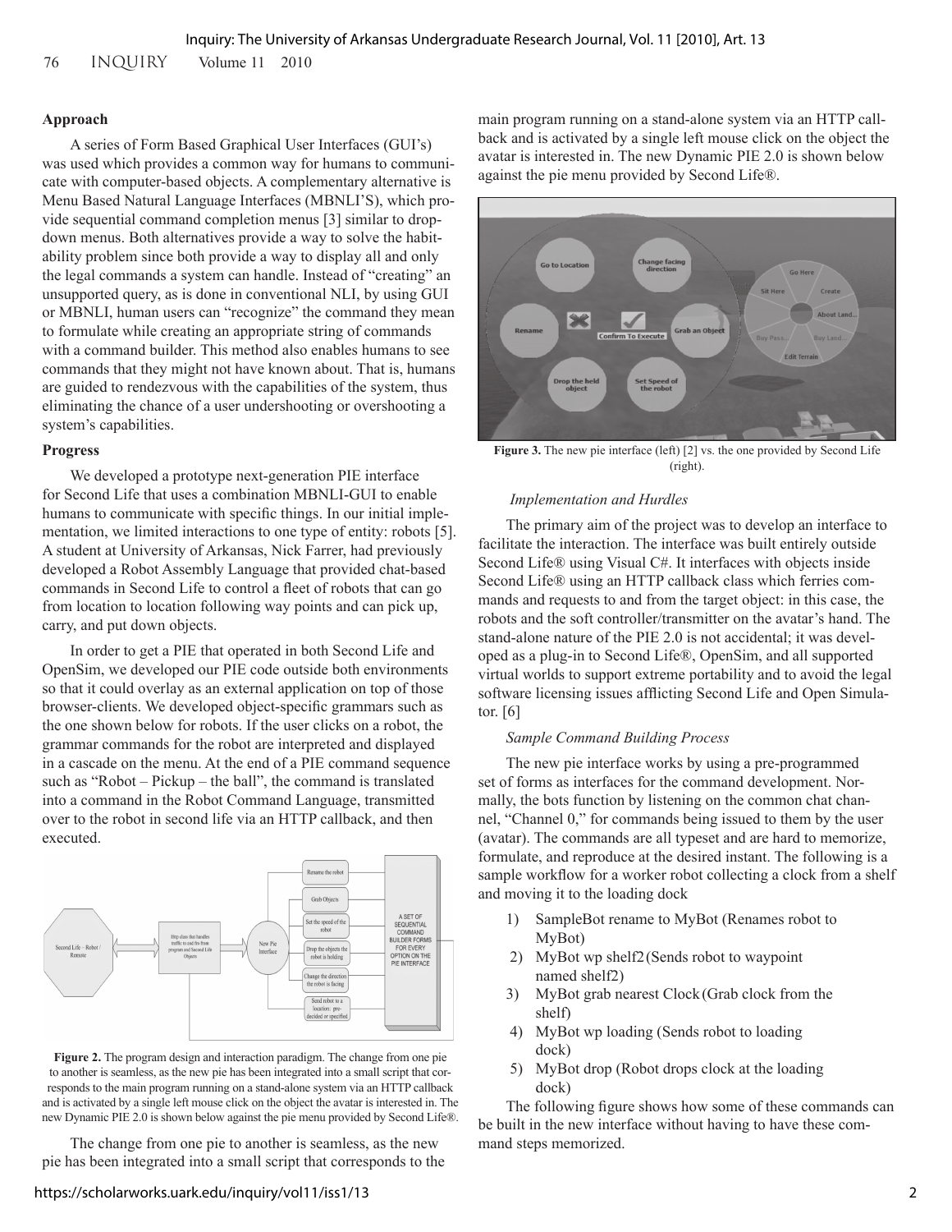**Approach**

A series of Form Based Graphical User Interfaces (GUI's) was used which provides a common way for humans to communicate with computer-based objects. A complementary alternative is Menu Based Natural Language Interfaces (MBNLI'S), which provide sequential command completion menus [3] similar to drop-down menus. Both alternatives provide a way to solve the habitability problem since both provide a way to display all and only the legal commands a system can handle. Instead of "creating" an unsupported query, as is done in conventional NLI, by using GUI or MBNLI, human users can "recognize" the command they mean to formulate while creating an appropriate string of commands with a command builder. This method also enables humans to see commands that they might not have known about. That is, humans are guided to rendezvous with the capabilities of the system, thus eliminating the chance of a user undershooting or overshooting a system's capabilities.

**Progress**

We developed a prototype next-generation PIE interface for Second Life that uses a combination MBNLI-GUI to enable humans to communicate with specific things. In our initial implementation, we limited interactions to one type of entity: robots [5]. A student at University of Arkansas, Nick Farrer, had previously developed a Robot Assembly Language that provided chat-based commands in Second Life to control a fleet of robots that can go from location to location following way points and can pick up, carry, and put down objects.

In order to get a PIE that operated in both Second Life and OpenSim, we developed our PIE code outside both environments so that it could overlay as an external application on top of those browser-clients. We developed object-specific grammars such as the one shown below for robots. If the user clicks on a robot, the grammar commands for the robot are interpreted and displayed in a cascade on the menu. At the end of a PIE command sequence such as "Robot – Pickup – the ball", the command is translated into a command in the Robot Command Language, transmitted over to the robot in second life via an HTTP callback, and then executed.

Second Life – Robot / Remote

Http class that handles traffic to and fro from program and Second Life Objects

New Pie Interface

Rename the robot

Grab Objects

Set the speed of the robot

Drop the objects the robot is holding

Change the direction the robot is facing

Send robot to a location: pre-decided or specified

A SET OF SEQUENTIAL COMMAND BUILDER FORMS FOR EVERY OPTION ON THE PIE INTERFACE

**Figure 2.** The program design and interaction paradigm. The change from one pie to another is seamless, as the new pie has been integrated into a small script that corresponds to the main program running on a stand-alone system via an HTTP callback and is activated by a single left mouse click on the object the avatar is interested in. The new Dynamic PIE 2.0 is shown below against the pie menu provided by Second Life®.

The change from one pie to another is seamless, as the new pie has been integrated into a small script that corresponds to the main program running on a stand-alone system via an HTTP callback and is activated by a single left mouse click on the object the avatar is interested in. The new Dynamic PIE 2.0 is shown below against the pie menu provided by Second Life®.

Go to Location

Change facing direction

Rename

Confirm To Execute

Grab an Object

Drop the held object

Set Speed of the robot

Go Here

Sit Here

Create

About Land...

Buy Pass...

Buy Land...

Edit Terrain

**Figure 3.** The new pie interface (left) [2] vs. the one provided by Second Life (right).

*Implementation and Hurdles*

The primary aim of the project was to develop an interface to facilitate the interaction. The interface was built entirely outside Second Life® using Visual C#. It interfaces with objects inside Second Life® using an HTTP callback class which ferries commands and requests to and from the target object: in this case, the robots and the soft controller/transmitter on the avatar's hand. The stand-alone nature of the PIE 2.0 is not accidental; it was developed as a plug-in to Second Life®, OpenSim, and all supported virtual worlds to support extreme portability and to avoid the legal software licensing issues afflicting Second Life and Open Simulator. [6]

*Sample Command Building Process*

The new pie interface works by using a pre-programmed set of forms as interfaces for the command development. Normally, the bots function by listening on the common chat channel, "Channel 0," for commands being issued to them by the user (avatar). The commands are all typeset and are hard to memorize, formulate, and reproduce at the desired instant. The following is a sample workflow for a worker robot collecting a clock from a shelf and moving it to the loading dock

1) SampleBot rename to MyBot (Renames robot to MyBot)
2) MyBot wp shelf2 (Sends robot to waypoint named shelf2)
3) MyBot grab nearest Clock (Grab clock from the shelf)
4) MyBot wp loading (Sends robot to loading dock)
5) MyBot drop (Robot drops clock at the loading dock)

The following figure shows how some of these commands can be built in the new interface without having to have these command steps memorized.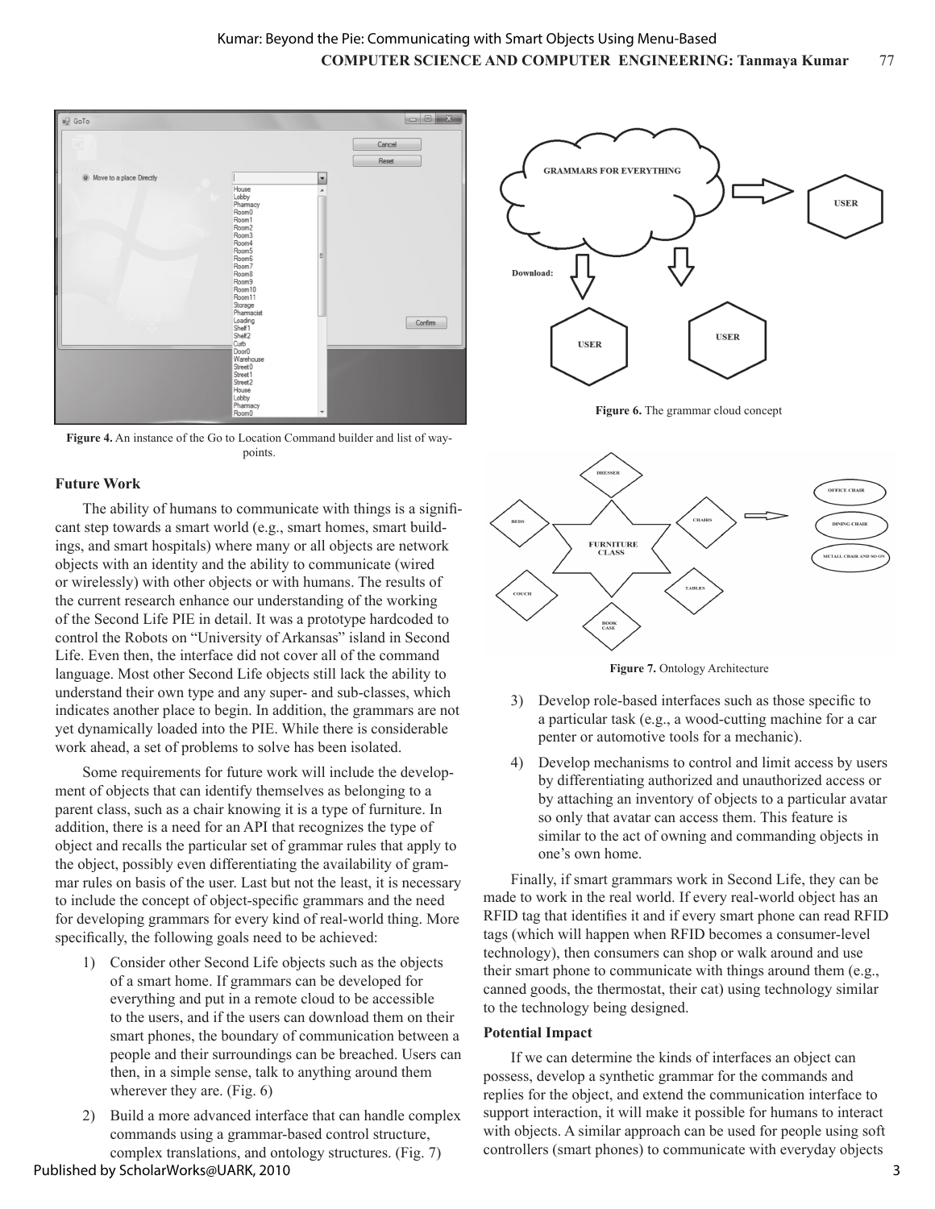Figure 4. An instance of the Go to Location Command builder and list of waypoints.

Figure 6. The grammar cloud concept

Figure 7. Ontology Architecture

## Future Work

The ability of humans to communicate with things is a significant step towards a smart world (e.g., smart homes, smart buildings, and smart hospitals) where many or all objects are network objects with an identity and the ability to communicate (wired or wirelessly) with other objects or with humans. The results of the current research enhance our understanding of the working of the Second Life PIE in detail. It was a prototype hardcoded to control the Robots on "University of Arkansas" island in Second Life. Even then, the interface did not cover all of the command language. Most other Second Life objects still lack the ability to understand their own type and any super- and sub-classes, which indicates another place to begin. In addition, the grammars are not yet dynamically loaded into the PIE. While there is considerable work ahead, a set of problems to solve has been isolated.

Some requirements for future work will include the development of objects that can identify themselves as belonging to a parent class, such as a chair knowing it is a type of furniture. In addition, there is a need for an API that recognizes the type of object and recalls the particular set of grammar rules that apply to the object, possibly even differentiating the availability of grammar rules on basis of the user. Last but not the least, it is necessary to include the concept of object-specific grammars and the need for developing grammars for every kind of real-world thing. More specifically, the following goals need to be achieved:

1) Consider other Second Life objects such as the objects of a smart home. If grammars can be developed for everything and put in a remote cloud to be accessible to the users, and if the users can download them on their smart phones, the boundary of communication between a people and their surroundings can be breached. Users can then, in a simple sense, talk to anything around them wherever they are. (Fig. 6)
2) Build a more advanced interface that can handle complex commands using a grammar-based control structure, complex translations, and ontology structures. (Fig. 7)
3) Develop role-based interfaces such as those specific to a particular task (e.g., a wood-cutting machine for a car penter or automotive tools for a mechanic).
4) Develop mechanisms to control and limit access by users by differentiating authorized and unauthorized access or by attaching an inventory of objects to a particular avatar so only that avatar can access them. This feature is similar to the act of owning and commanding objects in one's own home.

Finally, if smart grammars work in Second Life, they can be made to work in the real world. If every real-world object has an RFID tag that identifies it and if every smart phone can read RFID tags (which will happen when RFID becomes a consumer-level technology), then consumers can shop or walk around and use their smart phone to communicate with things around them (e.g., canned goods, the thermostat, their cat) using technology similar to the technology being designed.

## Potential Impact

If we can determine the kinds of interfaces an object can possess, develop a synthetic grammar for the commands and replies for the object, and extend the communication interface to support interaction, it will make it possible for humans to interact with objects. A similar approach can be used for people using soft controllers (smart phones) to communicate with everyday objects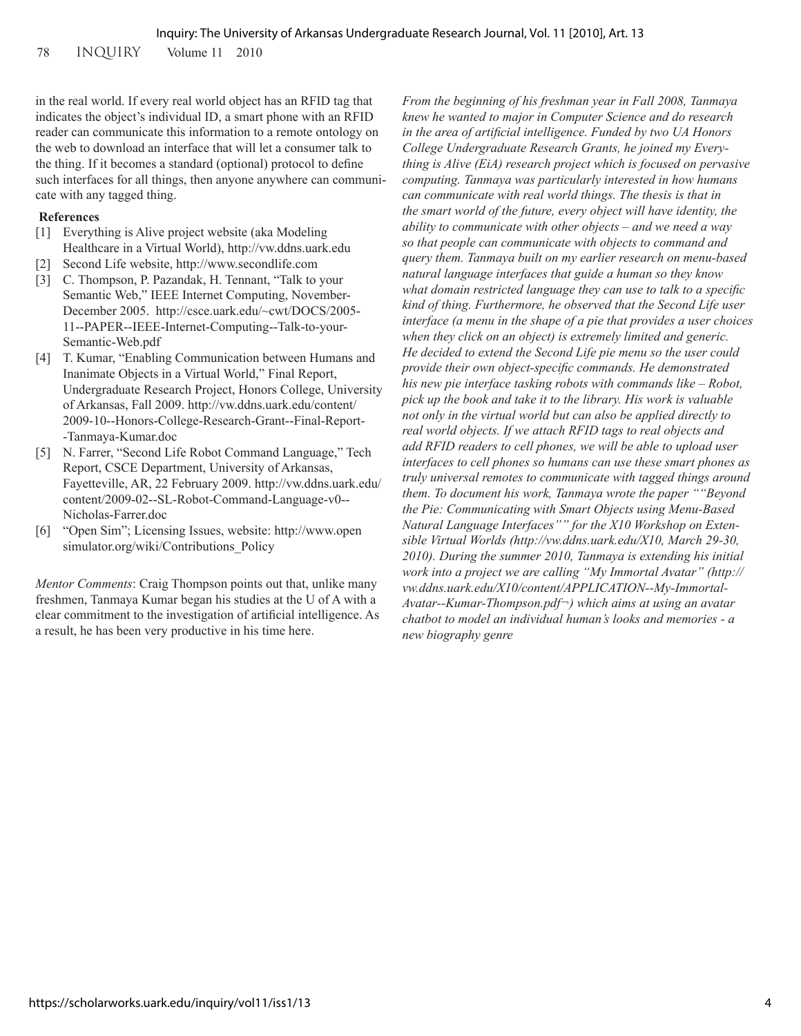in the real world. If every real world object has an RFID tag that indicates the object's individual ID, a smart phone with an RFID reader can communicate this information to a remote ontology on the web to download an interface that will let a consumer talk to the thing. If it becomes a standard (optional) protocol to define such interfaces for all things, then anyone anywhere can communicate with any tagged thing.

**References**

[1] Everything is Alive project website (aka Modeling Healthcare in a Virtual World), http://vw.ddns.uark.edu

[2] Second Life website, http://www.secondlife.com

[3] C. Thompson, P. Pazandak, H. Tennant, "Talk to your Semantic Web," IEEE Internet Computing, November-December 2005. http://csce.uark.edu/~cwt/DOCS/2005-11--PAPER--IEEE-Internet-Computing--Talk-to-your-Semantic-Web.pdf

[4] T. Kumar, "Enabling Communication between Humans and Inanimate Objects in a Virtual World," Final Report, Undergraduate Research Project, Honors College, University of Arkansas, Fall 2009. http://vw.ddns.uark.edu/content/2009-10--Honors-College-Research-Grant--Final-Report--Tanmaya-Kumar.doc

[5] N. Farrer, "Second Life Robot Command Language," Tech Report, CSCE Department, University of Arkansas, Fayetteville, AR, 22 February 2009. http://vw.ddns.uark.edu/content/2009-02--SL-Robot-Command-Language-v0--Nicholas-Farrer.doc

[6] "Open Sim"; Licensing Issues, website: http://www.opensimulator.org/wiki/Contributions_Policy

*Mentor Comments*: Craig Thompson points out that, unlike many freshmen, Tanmaya Kumar began his studies at the U of A with a clear commitment to the investigation of artificial intelligence. As a result, he has been very productive in his time here.

*From the beginning of his freshman year in Fall 2008, Tanmaya knew he wanted to major in Computer Science and do research in the area of artificial intelligence. Funded by two UA Honors College Undergraduate Research Grants, he joined my Everything is Alive (EiA) research project which is focused on pervasive computing. Tanmaya was particularly interested in how humans can communicate with real world things. The thesis is that in the smart world of the future, every object will have identity, the ability to communicate with other objects – and we need a way so that people can communicate with objects to command and query them. Tanmaya built on my earlier research on menu-based natural language interfaces that guide a human so they know what domain restricted language they can use to talk to a specific kind of thing. Furthermore, he observed that the Second Life user interface (a menu in the shape of a pie that provides a user choices when they click on an object) is extremely limited and generic. He decided to extend the Second Life pie menu so the user could provide their own object-specific commands. He demonstrated his new pie interface tasking robots with commands like – Robot, pick up the book and take it to the library. His work is valuable not only in the virtual world but can also be applied directly to real world objects. If we attach RFID tags to real objects and add RFID readers to cell phones, we will be able to upload user interfaces to cell phones so humans can use these smart phones as truly universal remotes to communicate with tagged things around them. To document his work, Tanmaya wrote the paper ""Beyond the Pie: Communicating with Smart Objects using Menu-Based Natural Language Interfaces"" for the X10 Workshop on Extensible Virtual Worlds (http://vw.ddns.uark.edu/X10, March 29-30, 2010). During the summer 2010, Tanmaya is extending his initial work into a project we are calling "My Immortal Avatar" (http://vw.ddns.uark.edu/X10/content/APPLICATION--My-Immortal-Avatar--Kumar-Thompson.pdf¬) which aims at using an avatar chatbot to model an individual human's looks and memories - a new biography genre*